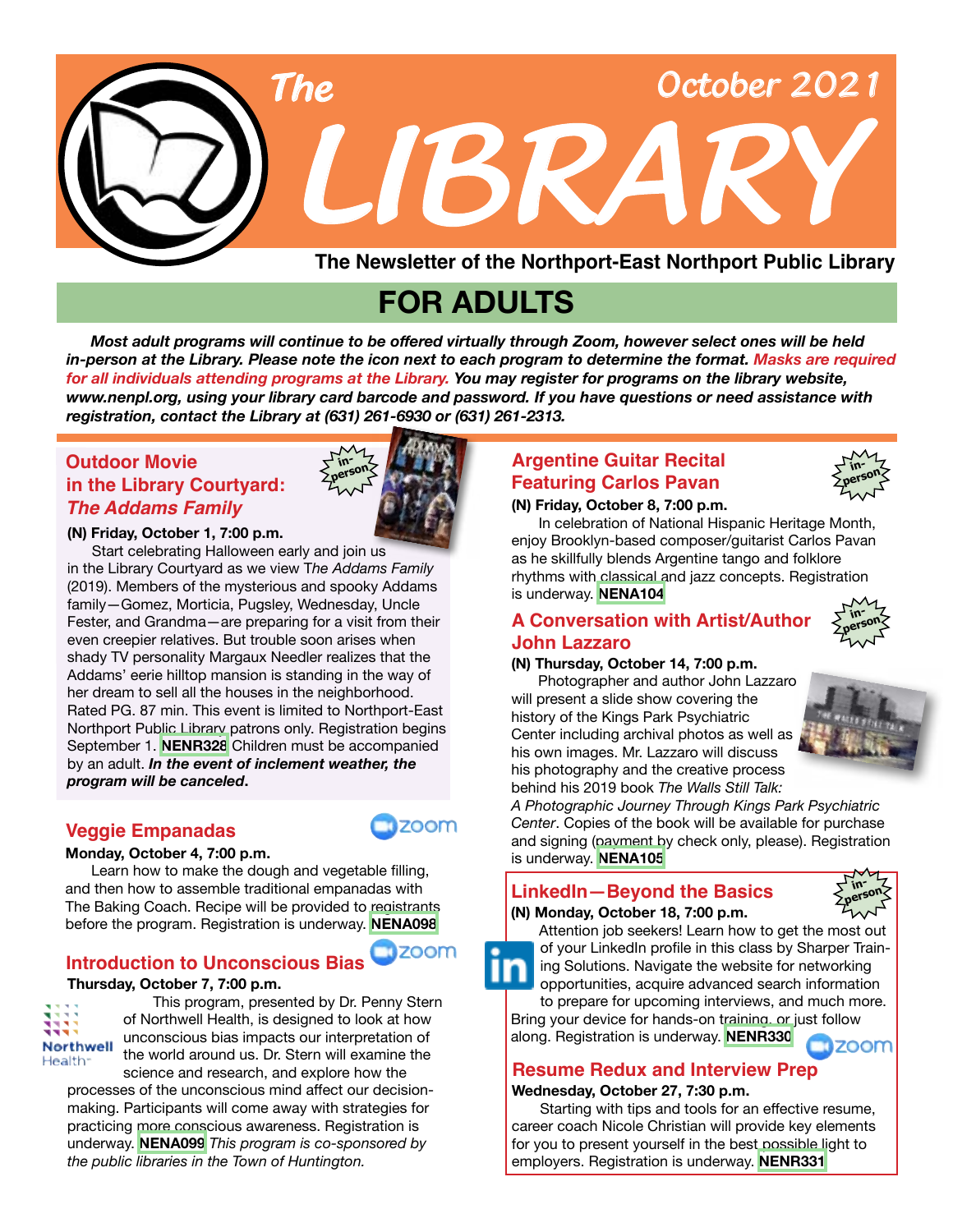# The LIBRARY

October 2021

**The Newsletter of the Northport-East Northport Public Library**

## FOR ADULTS

***Most adult programs will continue to be offered virtually through Zoom, however select ones will be held in-person at the Library. Please note the icon next to each program to determine the format. Masks are required for all individuals attending programs at the Library. You may register for programs on the library website, www.nenpl.org, using your library card barcode and password. If you have questions or need assistance with registration, contact the Library at (631) 261-6930 or (631) 261-2313.***

### Outdoor Movie in the Library Courtyard: *The Addams Family*

in-person

**(N) Friday, October 1, 7:00 p.m.**

Start celebrating Halloween early and join us in the Library Courtyard as we view T*he Addams Family* (2019). Members of the mysterious and spooky Addams family—Gomez, Morticia, Pugsley, Wednesday, Uncle Fester, and Grandma—are preparing for a visit from their even creepier relatives. But trouble soon arises when shady TV personality Margaux Needler realizes that the Addams' eerie hilltop mansion is standing in the way of her dream to sell all the houses in the neighborhood. Rated PG. 87 min. This event is limited to Northport-East Northport Public Library patrons only. Registration begins September 1. **NENR328** Children must be accompanied by an adult. ***In the event of inclement weather, the program will be canceled*.**

### Veggie Empanadas

zoom

**Monday, October 4, 7:00 p.m.**

Learn how to make the dough and vegetable filling, and then how to assemble traditional empanadas with The Baking Coach. Recipe will be provided to registrants before the program. Registration is underway. **NENA098**

### Introduction to Unconscious Bias

zoom

**Thursday, October 7, 7:00 p.m.**

This program, presented by Dr. Penny Stern of Northwell Health, is designed to look at how unconscious bias impacts our interpretation of the world around us. Dr. Stern will examine the science and research, and explore how the processes of the unconscious mind affect our decision-making. Participants will come away with strategies for practicing more conscious awareness. Registration is underway. **NENA099** *This program is co-sponsored by the public libraries in the Town of Huntington.*

### Argentine Guitar Recital Featuring Carlos Pavan

in-person

**(N) Friday, October 8, 7:00 p.m.**

In celebration of National Hispanic Heritage Month, enjoy Brooklyn-based composer/guitarist Carlos Pavan as he skillfully blends Argentine tango and folklore rhythms with classical and jazz concepts. Registration is underway. **NENA104**

### A Conversation with Artist/Author John Lazzaro

in-person

**(N) Thursday, October 14, 7:00 p.m.**

Photographer and author John Lazzaro will present a slide show covering the history of the Kings Park Psychiatric Center including archival photos as well as his own images. Mr. Lazzaro will discuss his photography and the creative process behind his 2019 book *The Walls Still Talk: A Photographic Journey Through Kings Park Psychiatric Center*. Copies of the book will be available for purchase and signing (payment by check only, please). Registration is underway. **NENA105**

### LinkedIn—Beyond the Basics

in-person

**(N) Monday, October 18, 7:00 p.m.**

Attention job seekers! Learn how to get the most out of your LinkedIn profile in this class by Sharper Training Solutions. Navigate the website for networking opportunities, acquire advanced search information to prepare for upcoming interviews, and much more. Bring your device for hands-on training, or just follow along. Registration is underway. **NENR330**

### Resume Redux and Interview Prep

zoom

**Wednesday, October 27, 7:30 p.m.**

Starting with tips and tools for an effective resume, career coach Nicole Christian will provide key elements for you to present yourself in the best possible light to employers. Registration is underway. **NENR331**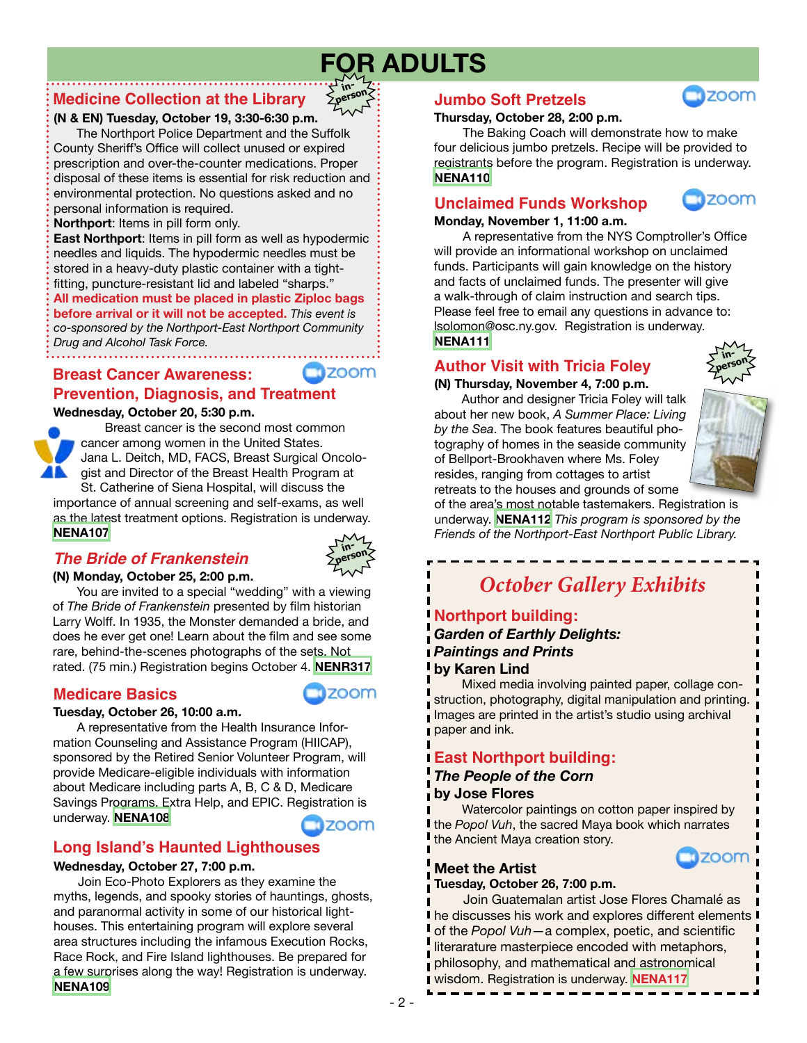# FOR ADULTS

## Medicine Collection at the Library

in-person

**(N & EN) Tuesday, October 19, 3:30-6:30 p.m.**

The Northport Police Department and the Suffolk County Sheriff's Office will collect unused or expired prescription and over-the-counter medications. Proper disposal of these items is essential for risk reduction and environmental protection. No questions asked and no personal information is required.

**Northport**: Items in pill form only.

**East Northport**: Items in pill form as well as hypodermic needles and liquids. The hypodermic needles must be stored in a heavy-duty plastic container with a tight-fitting, puncture-resistant lid and labeled "sharps."

**All medication must be placed in plastic Ziploc bags before arrival or it will not be accepted.** *This event is co-sponsored by the Northport-East Northport Community Drug and Alcohol Task Force.*

## Breast Cancer Awareness: Prevention, Diagnosis, and Treatment

zoom

**Wednesday, October 20, 5:30 p.m.**

Breast cancer is the second most common cancer among women in the United States. Jana L. Deitch, MD, FACS, Breast Surgical Oncologist and Director of the Breast Health Program at St. Catherine of Siena Hospital, will discuss the importance of annual screening and self-exams, as well as the latest treatment options. Registration is underway. **NENA107**

## *The Bride of Frankenstein*

in-person

**(N) Monday, October 25, 2:00 p.m.**

You are invited to a special "wedding" with a viewing of *The Bride of Frankenstein* presented by film historian Larry Wolff. In 1935, the Monster demanded a bride, and does he ever get one! Learn about the film and see some rare, behind-the-scenes photographs of the sets. Not rated. (75 min.) Registration begins October 4. **NENR317**

## Medicare Basics

zoom

**Tuesday, October 26, 10:00 a.m.**

A representative from the Health Insurance Information Counseling and Assistance Program (HIICAP), sponsored by the Retired Senior Volunteer Program, will provide Medicare-eligible individuals with information about Medicare including parts A, B, C & D, Medicare Savings Programs, Extra Help, and EPIC. Registration is underway. **NENA108**

## Long Island's Haunted Lighthouses

zoom

**Wednesday, October 27, 7:00 p.m.**

Join Eco-Photo Explorers as they examine the myths, legends, and spooky stories of hauntings, ghosts, and paranormal activity in some of our historical lighthouses. This entertaining program will explore several area structures including the infamous Execution Rocks, Race Rock, and Fire Island lighthouses. Be prepared for a few surprises along the way! Registration is underway. **NENA109**

## Jumbo Soft Pretzels

zoom

**Thursday, October 28, 2:00 p.m.**

The Baking Coach will demonstrate how to make four delicious jumbo pretzels. Recipe will be provided to registrants before the program. Registration is underway. **NENA110**

## Unclaimed Funds Workshop

zoom

**Monday, November 1, 11:00 a.m.**

A representative from the NYS Comptroller's Office will provide an informational workshop on unclaimed funds. Participants will gain knowledge on the history and facts of unclaimed funds. The presenter will give a walk-through of claim instruction and search tips. Please feel free to email any questions in advance to: lsolomon@osc.ny.gov. Registration is underway. **NENA111**

## Author Visit with Tricia Foley

in-person

**(N) Thursday, November 4, 7:00 p.m.**

Author and designer Tricia Foley will talk about her new book, *A Summer Place: Living by the Sea*. The book features beautiful photography of homes in the seaside community of Bellport-Brookhaven where Ms. Foley resides, ranging from cottages to artist retreats to the houses and grounds of some of the area's most notable tastemakers. Registration is underway. **NENA112** *This program is sponsored by the Friends of the Northport-East Northport Public Library.*

## *October Gallery Exhibits*

### Northport building:

***Garden of Earthly Delights: Paintings and Prints* by Karen Lind**

Mixed media involving painted paper, collage construction, photography, digital manipulation and printing. Images are printed in the artist's studio using archival paper and ink.

### East Northport building:

***The People of the Corn* by Jose Flores**

Watercolor paintings on cotton paper inspired by the *Popol Vuh*, the sacred Maya book which narrates the Ancient Maya creation story.

### Meet the Artist

zoom

**Tuesday, October 26, 7:00 p.m.**

Join Guatemalan artist Jose Flores Chamalé as he discusses his work and explores different elements of the *Popol Vuh*—a complex, poetic, and scientific literarature masterpiece encoded with metaphors, philosophy, and mathematical and astronomical wisdom. Registration is underway. **NENA117**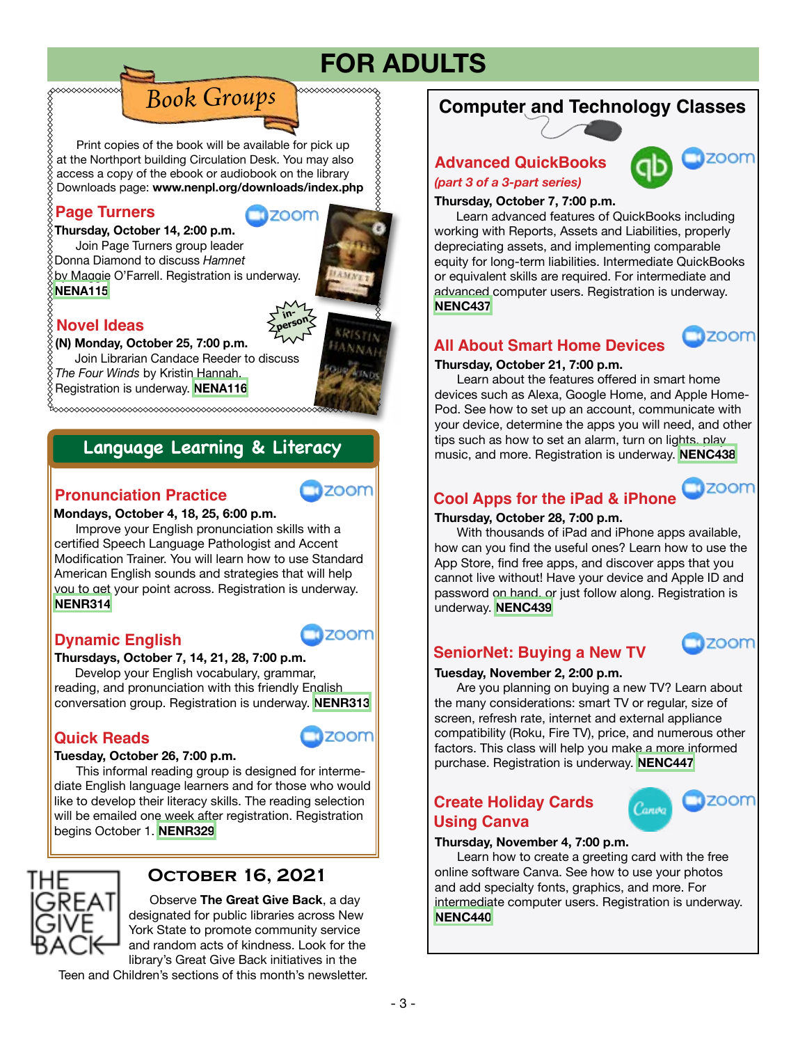# FOR ADULTS

## Book Groups

Print copies of the book will be available for pick up at the Northport building Circulation Desk. You may also access a copy of the ebook or audiobook on the library Downloads page: **www.nenpl.org/downloads/index.php**

### Page Turners

**Thursday, October 14, 2:00 p.m.**

Join Page Turners group leader Donna Diamond to discuss *Hamnet* by Maggie O'Farrell. Registration is underway. **NENA115**

### Novel Ideas

**(N) Monday, October 25, 7:00 p.m.**

Join Librarian Candace Reeder to discuss *The Four Winds* by Kristin Hannah. Registration is underway. **NENA116**

## Language Learning & Literacy

### Pronunciation Practice

**Mondays, October 4, 18, 25, 6:00 p.m.**

Improve your English pronunciation skills with a certified Speech Language Pathologist and Accent Modification Trainer. You will learn how to use Standard American English sounds and strategies that will help you to get your point across. Registration is underway. **NENR314**

### Dynamic English

**Thursdays, October 7, 14, 21, 28, 7:00 p.m.**

Develop your English vocabulary, grammar, reading, and pronunciation with this friendly English conversation group. Registration is underway. **NENR313**

### Quick Reads

**Tuesday, October 26, 7:00 p.m.**

This informal reading group is designed for intermediate English language learners and for those who would like to develop their literacy skills. The reading selection will be emailed one week after registration. Registration begins October 1. **NENR329**

## October 16, 2021

Observe **The Great Give Back**, a day designated for public libraries across New York State to promote community service and random acts of kindness. Look for the library's Great Give Back initiatives in the Teen and Children's sections of this month's newsletter.

## Computer and Technology Classes

### Advanced QuickBooks

*(part 3 of a 3-part series)*

**Thursday, October 7, 7:00 p.m.**

Learn advanced features of QuickBooks including working with Reports, Assets and Liabilities, properly depreciating assets, and implementing comparable equity for long-term liabilities. Intermediate QuickBooks or equivalent skills are required. For intermediate and advanced computer users. Registration is underway. **NENC437**

### All About Smart Home Devices

**Thursday, October 21, 7:00 p.m.**

Learn about the features offered in smart home devices such as Alexa, Google Home, and Apple HomePod. See how to set up an account, communicate with your device, determine the apps you will need, and other tips such as how to set an alarm, turn on lights, play music, and more. Registration is underway. **NENC438**

### Cool Apps for the iPad & iPhone

**Thursday, October 28, 7:00 p.m.**

With thousands of iPad and iPhone apps available, how can you find the useful ones? Learn how to use the App Store, find free apps, and discover apps that you cannot live without! Have your device and Apple ID and password on hand, or just follow along. Registration is underway. **NENC439**

### SeniorNet: Buying a New TV

**Tuesday, November 2, 2:00 p.m.**

Are you planning on buying a new TV? Learn about the many considerations: smart TV or regular, size of screen, refresh rate, internet and external appliance compatibility (Roku, Fire TV), price, and numerous other factors. This class will help you make a more informed purchase. Registration is underway. **NENC447**

### Create Holiday Cards Using Canva

**Thursday, November 4, 7:00 p.m.**

Learn how to create a greeting card with the free online software Canva. See how to use your photos and add specialty fonts, graphics, and more. For intermediate computer users. Registration is underway. **NENC440**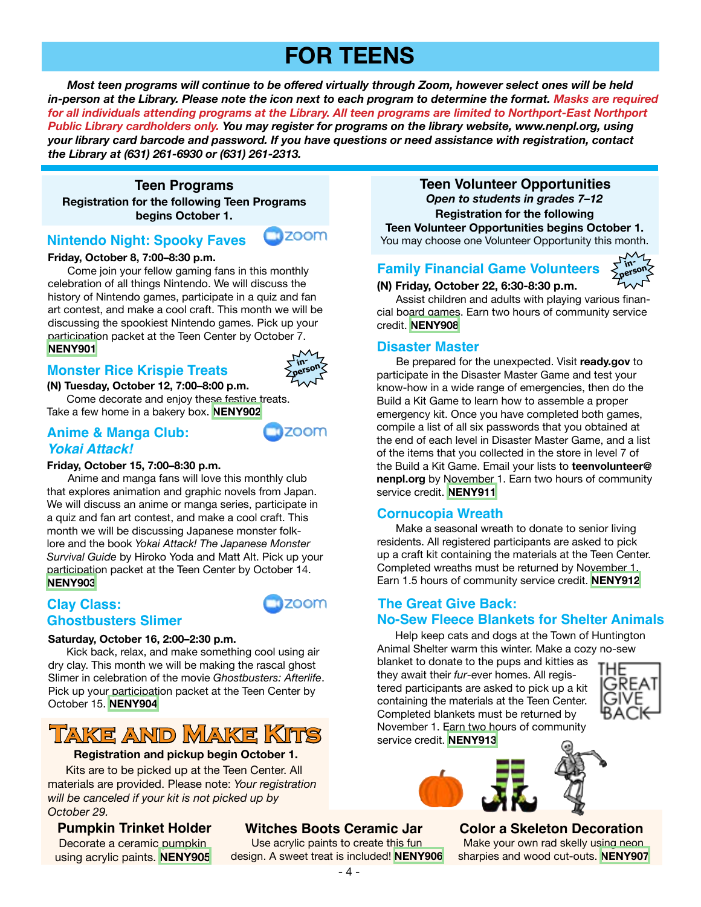# FOR TEENS

***Most teen programs will continue to be offered virtually through Zoom, however select ones will be held in-person at the Library. Please note the icon next to each program to determine the format. Masks are required for all individuals attending programs at the Library. All teen programs are limited to Northport-East Northport Public Library cardholders only. You may register for programs on the library website, www.nenpl.org, using your library card barcode and password. If you have questions or need assistance with registration, contact the Library at (631) 261-6930 or (631) 261-2313.***

## Teen Programs

**Registration for the following Teen Programs begins October 1.**

### Nintendo Night: Spooky Faves (zoom)

**Friday, October 8, 7:00–8:30 p.m.**

Come join your fellow gaming fans in this monthly celebration of all things Nintendo. We will discuss the history of Nintendo games, participate in a quiz and fan art contest, and make a cool craft. This month we will be discussing the spookiest Nintendo games. Pick up your participation packet at the Teen Center by October 7. **NENY901**

### Monster Rice Krispie Treats (in-person)

**(N) Tuesday, October 12, 7:00–8:00 p.m.**

Come decorate and enjoy these festive treats. Take a few home in a bakery box. **NENY902**

### Anime & Manga Club: *Yokai Attack!* (zoom)

**Friday, October 15, 7:00–8:30 p.m.**

Anime and manga fans will love this monthly club that explores animation and graphic novels from Japan. We will discuss an anime or manga series, participate in a quiz and fan art contest, and make a cool craft. This month we will be discussing Japanese monster folklore and the book *Yokai Attack! The Japanese Monster Survival Guide* by Hiroko Yoda and Matt Alt. Pick up your participation packet at the Teen Center by October 14. **NENY903**

### Clay Class: Ghostbusters Slimer (zoom)

**Saturday, October 16, 2:00–2:30 p.m.**

Kick back, relax, and make something cool using air dry clay. This month we will be making the rascal ghost Slimer in celebration of the movie *Ghostbusters: Afterlife*. Pick up your participation packet at the Teen Center by October 15. **NENY904**

## Take and Make Kits

**Registration and pickup begin October 1.**

Kits are to be picked up at the Teen Center. All materials are provided. Please note: *Your registration will be canceled if your kit is not picked up by October 29.*

### Pumpkin Trinket Holder

Decorate a ceramic pumpkin using acrylic paints. **NENY905**

### Witches Boots Ceramic Jar

Use acrylic paints to create this fun design. A sweet treat is included! **NENY906**

### Color a Skeleton Decoration

Make your own rad skelly using neon sharpies and wood cut-outs. **NENY907**

## Teen Volunteer Opportunities

***Open to students in grades 7–12***

**Registration for the following Teen Volunteer Opportunities begins October 1.**

You may choose one Volunteer Opportunity this month.

### Family Financial Game Volunteers (in-person)

**(N) Friday, October 22, 6:30-8:30 p.m.**

Assist children and adults with playing various financial board games. Earn two hours of community service credit. **NENY908**

### Disaster Master

Be prepared for the unexpected. Visit **ready.gov** to participate in the Disaster Master Game and test your know-how in a wide range of emergencies, then do the Build a Kit Game to learn how to assemble a proper emergency kit. Once you have completed both games, compile a list of all six passwords that you obtained at the end of each level in Disaster Master Game, and a list of the items that you collected in the store in level 7 of the Build a Kit Game. Email your lists to **teenvolunteer@nenpl.org** by November 1. Earn two hours of community service credit. **NENY911**

### Cornucopia Wreath

Make a seasonal wreath to donate to senior living residents. All registered participants are asked to pick up a craft kit containing the materials at the Teen Center. Completed wreaths must be returned by November 1. Earn 1.5 hours of community service credit. **NENY912**

### The Great Give Back: No-Sew Fleece Blankets for Shelter Animals

Help keep cats and dogs at the Town of Huntington Animal Shelter warm this winter. Make a cozy no-sew blanket to donate to the pups and kitties as they await their *fur*-ever homes. All registered participants are asked to pick up a kit containing the materials at the Teen Center. Completed blankets must be returned by November 1. Earn two hours of community service credit. **NENY913**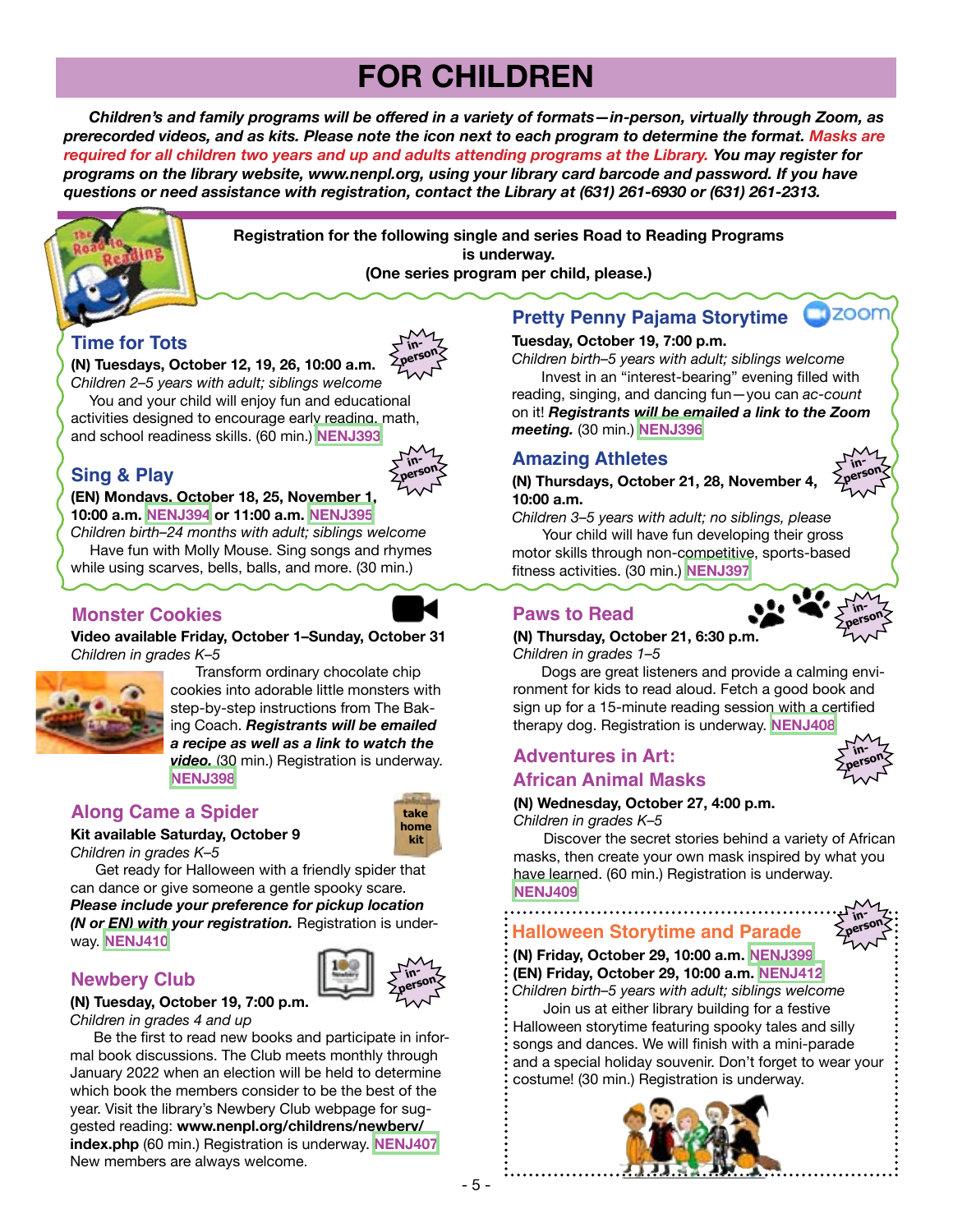# FOR CHILDREN

***Children's and family programs will be offered in a variety of formats—in-person, virtually through Zoom, as prerecorded videos, and as kits. Please note the icon next to each program to determine the format. Masks are required for all children two years and up and adults attending programs at the Library. You may register for programs on the library website, www.nenpl.org, using your library card barcode and password. If you have questions or need assistance with registration, contact the Library at (631) 261-6930 or (631) 261-2313.***

**Registration for the following single and series Road to Reading Programs is underway. (One series program per child, please.)**

## Time for Tots

in-person

**(N) Tuesdays, October 12, 19, 26, 10:00 a.m.**
*Children 2–5 years with adult; siblings welcome*

You and your child will enjoy fun and educational activities designed to encourage early reading, math, and school readiness skills. (60 min.) **NENJ393**

## Sing & Play

in-person

**(EN) Mondays, October 18, 25, November 1, 10:00 a.m. NENJ394 or 11:00 a.m. NENJ395**
*Children birth–24 months with adult; siblings welcome*

Have fun with Molly Mouse. Sing songs and rhymes while using scarves, bells, balls, and more. (30 min.)

## Pretty Penny Pajama Storytime

zoom

**Tuesday, October 19, 7:00 p.m.**
*Children birth–5 years with adult; siblings welcome*

Invest in an "interest-bearing" evening filled with reading, singing, and dancing fun—you can *ac-count* on it! ***Registrants will be emailed a link to the Zoom meeting.*** (30 min.) **NENJ396**

## Amazing Athletes

in-person

**(N) Thursdays, October 21, 28, November 4, 10:00 a.m.**
*Children 3–5 years with adult; no siblings, please*

Your child will have fun developing their gross motor skills through non-competitive, sports-based fitness activities. (30 min.) **NENJ397**

## Monster Cookies

**Video available Friday, October 1–Sunday, October 31**
*Children in grades K–5*

Transform ordinary chocolate chip cookies into adorable little monsters with step-by-step instructions from The Baking Coach. ***Registrants will be emailed a recipe as well as a link to watch the video.*** (30 min.) Registration is underway. **NENJ398**

## Along Came a Spider

take home kit

**Kit available Saturday, October 9**
*Children in grades K–5*

Get ready for Halloween with a friendly spider that can dance or give someone a gentle spooky scare. ***Please include your preference for pickup location (N or EN) with your registration.*** Registration is underway. **NENJ410**

## Newbery Club

in-person

**(N) Tuesday, October 19, 7:00 p.m.**
*Children in grades 4 and up*

Be the first to read new books and participate in informal book discussions. The Club meets monthly through January 2022 when an election will be held to determine which book the members consider to be the best of the year. Visit the library's Newbery Club webpage for suggested reading: **www.nenpl.org/childrens/newbery/index.php** (60 min.) Registration is underway. **NENJ407**
New members are always welcome.

## Paws to Read

in-person

**(N) Thursday, October 21, 6:30 p.m.**
*Children in grades 1–5*

Dogs are great listeners and provide a calming environment for kids to read aloud. Fetch a good book and sign up for a 15-minute reading session with a certified therapy dog. Registration is underway. **NENJ408**

## Adventures in Art: African Animal Masks

in-person

**(N) Wednesday, October 27, 4:00 p.m.**
*Children in grades K–5*

Discover the secret stories behind a variety of African masks, then create your own mask inspired by what you have learned. (60 min.) Registration is underway. **NENJ409**

## Halloween Storytime and Parade

in-person

**(N) Friday, October 29, 10:00 a.m. NENJ399**
**(EN) Friday, October 29, 10:00 a.m. NENJ412**
*Children birth–5 years with adult; siblings welcome*

Join us at either library building for a festive Halloween storytime featuring spooky tales and silly songs and dances. We will finish with a mini-parade and a special holiday souvenir. Don't forget to wear your costume! (30 min.) Registration is underway.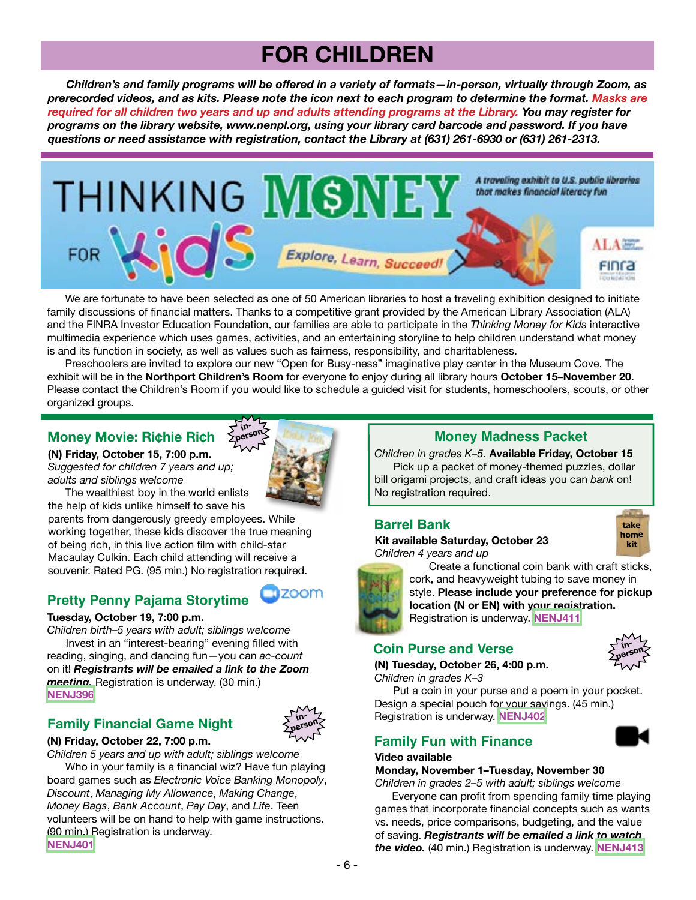# FOR CHILDREN

***Children's and family programs will be offered in a variety of formats—in-person, virtually through Zoom, as prerecorded videos, and as kits. Please note the icon next to each program to determine the format. Masks are required for all children two years and up and adults attending programs at the Library. You may register for programs on the library website, www.nenpl.org, using your library card barcode and password. If you have questions or need assistance with registration, contact the Library at (631) 261-6930 or (631) 261-2313.***

## THINKING MONEY FOR KIDS

*A traveling exhibit to U.S. public libraries that makes financial literacy fun*

Explore, Learn, Succeed!

We are fortunate to have been selected as one of 50 American libraries to host a traveling exhibition designed to initiate family discussions of financial matters. Thanks to a competitive grant provided by the American Library Association (ALA) and the FINRA Investor Education Foundation, our families are able to participate in the *Thinking Money for Kids* interactive multimedia experience which uses games, activities, and an entertaining storyline to help children understand what money is and its function in society, as well as values such as fairness, responsibility, and charitableness.

Preschoolers are invited to explore our new "Open for Busy-ness" imaginative play center in the Museum Cove. The exhibit will be in the **Northport Children's Room** for everyone to enjoy during all library hours **October 15–November 20**. Please contact the Children's Room if you would like to schedule a guided visit for students, homeschoolers, scouts, or other organized groups.

### Money Movie: Ri¢hie Ri¢h

*in-person*

**(N) Friday, October 15, 7:00 p.m.**
*Suggested for children 7 years and up; adults and siblings welcome*

The wealthiest boy in the world enlists the help of kids unlike himself to save his parents from dangerously greedy employees. While working together, these kids discover the true meaning of being rich, in this live action film with child-star Macaulay Culkin. Each child attending will receive a souvenir. Rated PG. (95 min.) No registration required.

### Pretty Penny Pajama Storytime

*zoom*

**Tuesday, October 19, 7:00 p.m.**
*Children birth–5 years with adult; siblings welcome*

Invest in an "interest-bearing" evening filled with reading, singing, and dancing fun—you can *ac-count* on it! ***Registrants will be emailed a link to the Zoom meeting.*** Registration is underway. (30 min.) **NENJ396**

### Family Financial Game Night

*in-person*

**(N) Friday, October 22, 7:00 p.m.**
*Children 5 years and up with adult; siblings welcome*

Who in your family is a financial wiz? Have fun playing board games such as *Electronic Voice Banking Monopoly*, *Discount*, *Managing My Allowance*, *Making Change*, *Money Bags*, *Bank Account*, *Pay Day*, and *Life*. Teen volunteers will be on hand to help with game instructions. (90 min.) Registration is underway. **NENJ401**

### Money Madness Packet

*Children in grades K–5.* **Available Friday, October 15**

Pick up a packet of money-themed puzzles, dollar bill origami projects, and craft ideas you can *bank* on! No registration required.

### Barrel Bank

*take home kit*

**Kit available Saturday, October 23**
*Children 4 years and up*

Create a functional coin bank with craft sticks, cork, and heavyweight tubing to save money in style. **Please include your preference for pickup location (N or EN) with your registration.** Registration is underway. **NENJ411**

### Coin Purse and Verse

*in-person*

**(N) Tuesday, October 26, 4:00 p.m.**
*Children in grades K–3*

Put a coin in your purse and a poem in your pocket. Design a special pouch for your savings. (45 min.) Registration is underway. **NENJ402**

### Family Fun with Finance

*video*

**Video available**
**Monday, November 1–Tuesday, November 30**
*Children in grades 2–5 with adult; siblings welcome*

Everyone can profit from spending family time playing games that incorporate financial concepts such as wants vs. needs, price comparisons, budgeting, and the value of saving. ***Registrants will be emailed a link to watch the video.*** (40 min.) Registration is underway. **NENJ413**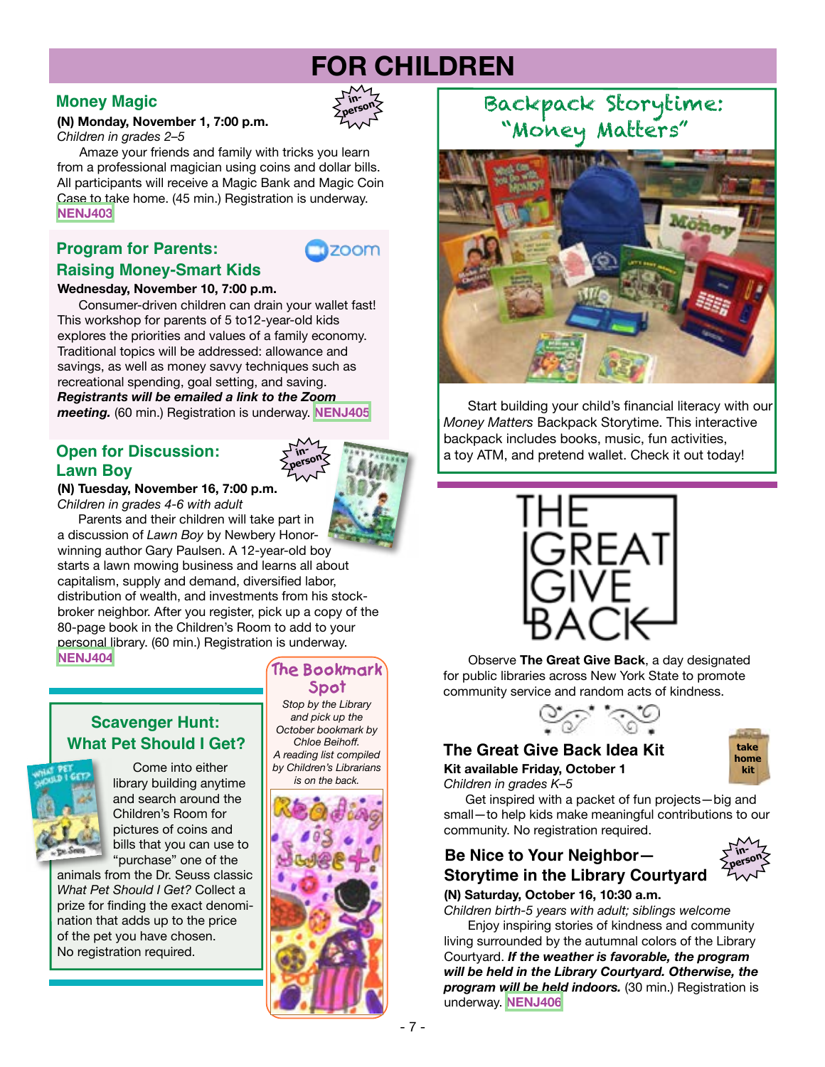# FOR CHILDREN

## Money Magic

in-person

**(N) Monday, November 1, 7:00 p.m.**
*Children in grades 2–5*

Amaze your friends and family with tricks you learn from a professional magician using coins and dollar bills. All participants will receive a Magic Bank and Magic Coin Case to take home. (45 min.) Registration is underway. **NENJ403**

## Program for Parents: Raising Money-Smart Kids

zoom

**Wednesday, November 10, 7:00 p.m.**

Consumer-driven children can drain your wallet fast! This workshop for parents of 5 to12-year-old kids explores the priorities and values of a family economy. Traditional topics will be addressed: allowance and savings, as well as money savvy techniques such as recreational spending, goal setting, and saving. ***Registrants will be emailed a link to the Zoom meeting.*** (60 min.) Registration is underway. **NENJ405**

## Open for Discussion: Lawn Boy

in-person

**(N) Tuesday, November 16, 7:00 p.m.**
*Children in grades 4-6 with adult*

Parents and their children will take part in a discussion of *Lawn Boy* by Newbery Honor-winning author Gary Paulsen. A 12-year-old boy starts a lawn mowing business and learns all about capitalism, supply and demand, diversified labor, distribution of wealth, and investments from his stock-broker neighbor. After you register, pick up a copy of the 80-page book in the Children's Room to add to your personal library. (60 min.) Registration is underway. **NENJ404**

## Scavenger Hunt: What Pet Should I Get?

Come into either library building anytime and search around the Children's Room for pictures of coins and bills that you can use to "purchase" one of the animals from the Dr. Seuss classic *What Pet Should I Get?* Collect a prize for finding the exact denomination that adds up to the price of the pet you have chosen. No registration required.

## The Bookmark Spot

*Stop by the Library and pick up the October bookmark by Chloe Beihoff. A reading list compiled by Children's Librarians is on the back.*

## Backpack Storytime: "Money Matters"

Start building your child's financial literacy with our *Money Matters* Backpack Storytime. This interactive backpack includes books, music, fun activities, a toy ATM, and pretend wallet. Check it out today!

## THE GREAT GIVE BACK

Observe **The Great Give Back**, a day designated for public libraries across New York State to promote community service and random acts of kindness.

## The Great Give Back Idea Kit

take home kit

**Kit available Friday, October 1**
*Children in grades K–5*

Get inspired with a packet of fun projects—big and small—to help kids make meaningful contributions to our community. No registration required.

## Be Nice to Your Neighbor—Storytime in the Library Courtyard

in-person

**(N) Saturday, October 16, 10:30 a.m.**
*Children birth-5 years with adult; siblings welcome*

Enjoy inspiring stories of kindness and community living surrounded by the autumnal colors of the Library Courtyard. ***If the weather is favorable, the program will be held in the Library Courtyard. Otherwise, the program will be held indoors.*** (30 min.) Registration is underway. **NENJ406**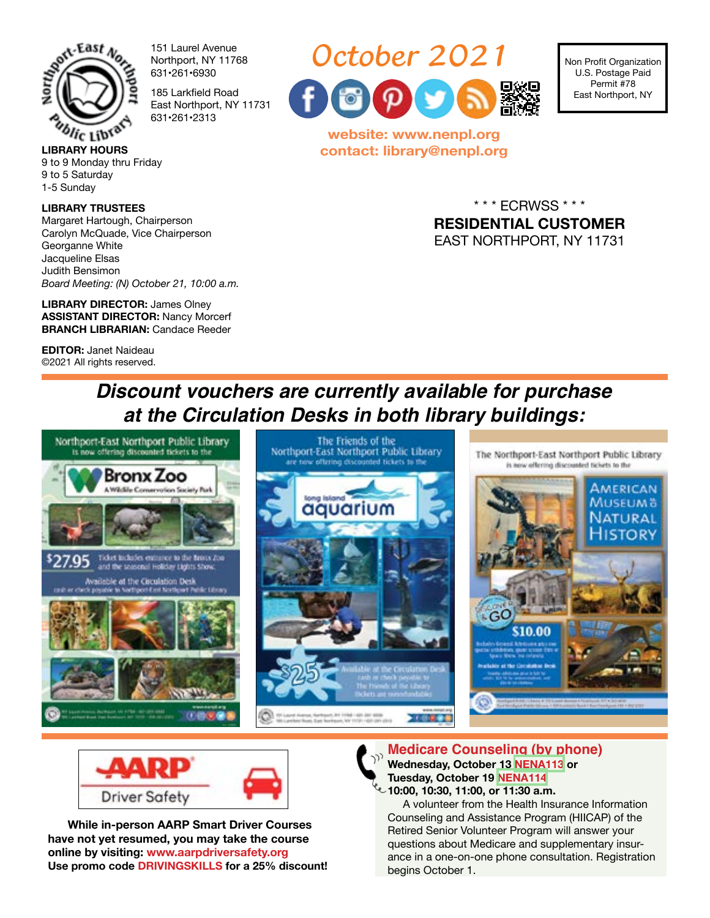Northport-East Northport Public Library

151 Laurel Avenue
Northport, NY 11768
631•261•6930

185 Larkfield Road
East Northport, NY 11731
631•261•2313

# October 2021

**website: www.nenpl.org**
**contact: library@nenpl.org**

Non Profit Organization
U.S. Postage Paid
Permit #78
East Northport, NY

**LIBRARY HOURS**
9 to 9 Monday thru Friday
9 to 5 Saturday
1-5 Sunday

**LIBRARY TRUSTEES**
Margaret Hartough, Chairperson
Carolyn McQuade, Vice Chairperson
Georganne White
Jacqueline Elsas
Judith Bensimon
*Board Meeting: (N) October 21, 10:00 a.m.*

**LIBRARY DIRECTOR:** James Olney
**ASSISTANT DIRECTOR:** Nancy Morcerf
**BRANCH LIBRARIAN:** Candace Reeder

**EDITOR:** Janet Naideau
©2021 All rights reserved.

\* \* \* ECRWSS \* \* \*
**RESIDENTIAL CUSTOMER**
EAST NORTHPORT, NY 11731

## *Discount vouchers are currently available for purchase at the Circulation Desks in both library buildings:*

Northport-East Northport Public Library is now offering discounted tickets to the Bronx Zoo
A Wildlife Conservation Society Park
$27.95 Ticket includes entrance to the Bronx Zoo and the seasonal Holiday Lights Show.
Available at the Circulation Desk
cash or check payable to Northport-East Northport Public Library

The Friends of the Northport-East Northport Public Library are now offering discounted tickets to the long island aquarium
$25 Available at the Circulation Desk
cash or check payable to The Friends of the Library
Tickets are nonrefundable

The Northport-East Northport Public Library is now offering discounted tickets to the American Museum of Natural History
$10.00

**AARP Driver Safety**

**While in-person AARP Smart Driver Courses have not yet resumed, you may take the course online by visiting: www.aarpdriversafety.org**
**Use promo code DRIVINGSKILLS for a 25% discount!**

## Medicare Counseling (by phone)

**Wednesday, October 13 NENA113 or**
**Tuesday, October 19 NENA114**
**10:00, 10:30, 11:00, or 11:30 a.m.**

A volunteer from the Health Insurance Information Counseling and Assistance Program (HIICAP) of the Retired Senior Volunteer Program will answer your questions about Medicare and supplementary insurance in a one-on-one phone consultation. Registration begins October 1.